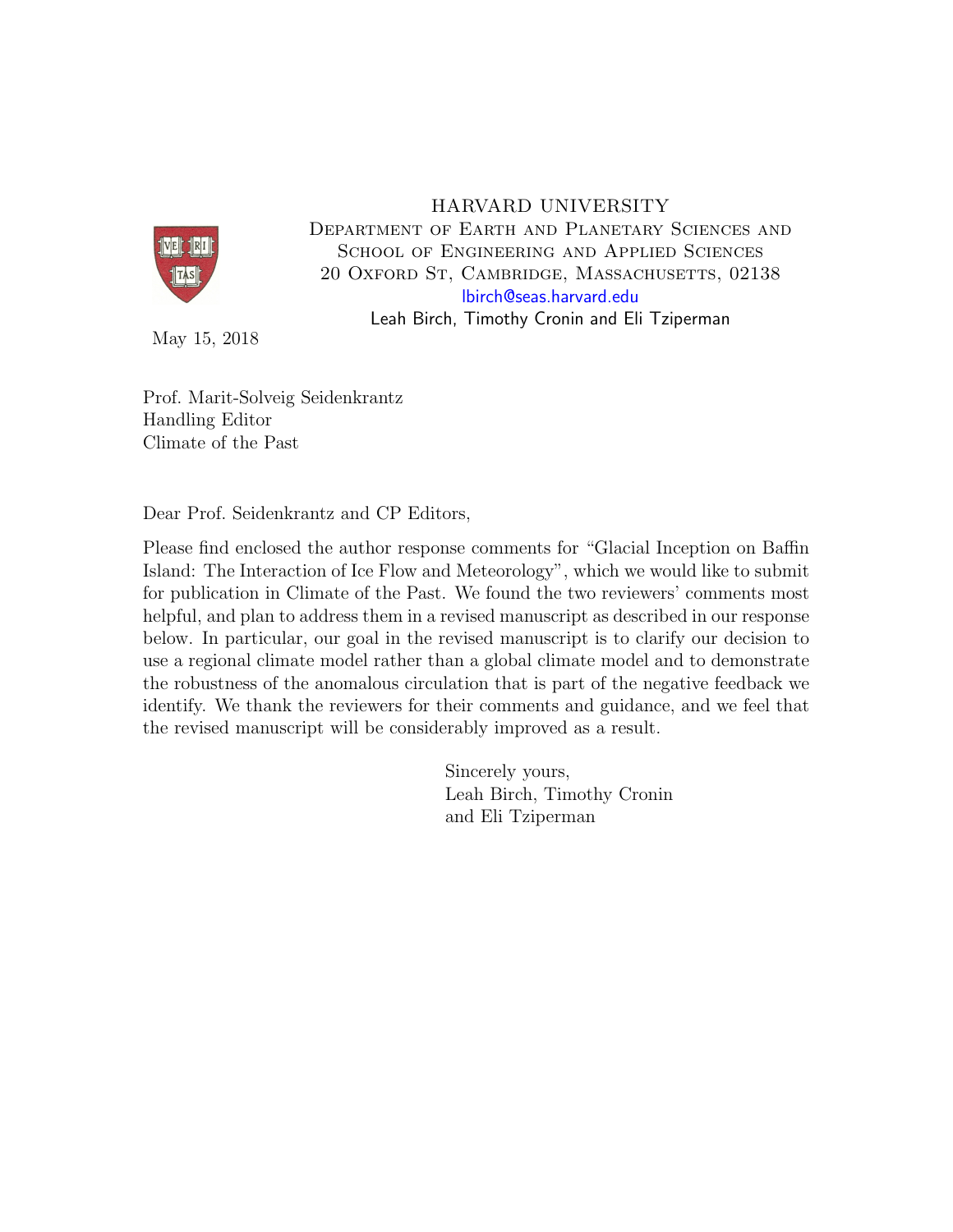HARVARD UNIVERSITY

Department of Earth and Planetary Sciences and School of Engineering and Applied Sciences

20 Oxford St, Cambridge, Massachusetts, 02138

lbirch@seas.harvard.edu

Leah Birch, Timothy Cronin and Eli Tziperman

May 15, 2018

Prof. Marit-Solveig Seidenkrantz
Handling Editor
Climate of the Past

Dear Prof. Seidenkrantz and CP Editors,

Please find enclosed the author response comments for "Glacial Inception on Baffin Island: The Interaction of Ice Flow and Meteorology", which we would like to submit for publication in Climate of the Past. We found the two reviewers' comments most helpful, and plan to address them in a revised manuscript as described in our response below. In particular, our goal in the revised manuscript is to clarify our decision to use a regional climate model rather than a global climate model and to demonstrate the robustness of the anomalous circulation that is part of the negative feedback we identify. We thank the reviewers for their comments and guidance, and we feel that the revised manuscript will be considerably improved as a result.

Sincerely yours,
Leah Birch, Timothy Cronin
and Eli Tziperman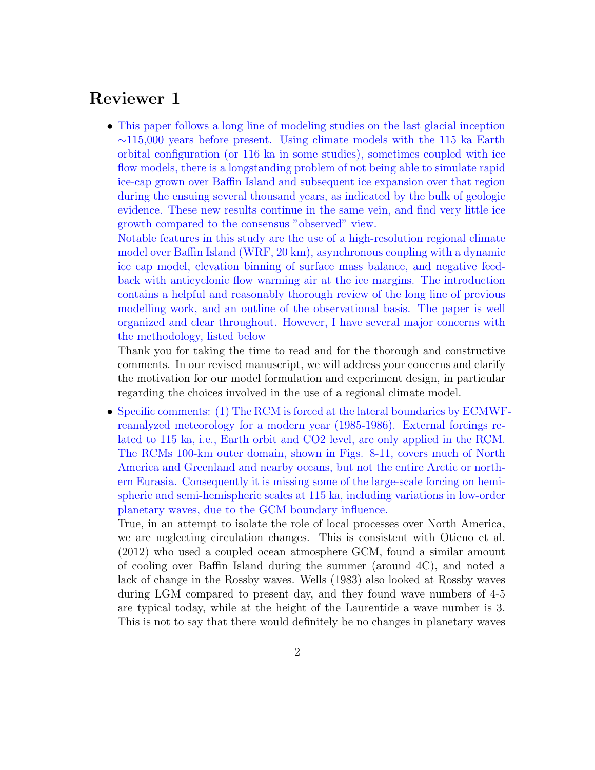# Reviewer 1

- This paper follows a long line of modeling studies on the last glacial inception ~115,000 years before present. Using climate models with the 115 ka Earth orbital configuration (or 116 ka in some studies), sometimes coupled with ice flow models, there is a longstanding problem of not being able to simulate rapid ice-cap grown over Baffin Island and subsequent ice expansion over that region during the ensuing several thousand years, as indicated by the bulk of geologic evidence. These new results continue in the same vein, and find very little ice growth compared to the consensus "observed" view.

  Notable features in this study are the use of a high-resolution regional climate model over Baffin Island (WRF, 20 km), asynchronous coupling with a dynamic ice cap model, elevation binning of surface mass balance, and negative feedback with anticyclonic flow warming air at the ice margins. The introduction contains a helpful and reasonably thorough review of the long line of previous modelling work, and an outline of the observational basis. The paper is well organized and clear throughout. However, I have several major concerns with the methodology, listed below

  Thank you for taking the time to read and for the thorough and constructive comments. In our revised manuscript, we will address your concerns and clarify the motivation for our model formulation and experiment design, in particular regarding the choices involved in the use of a regional climate model.

- Specific comments: (1) The RCM is forced at the lateral boundaries by ECMWF-reanalyzed meteorology for a modern year (1985-1986). External forcings related to 115 ka, i.e., Earth orbit and CO2 level, are only applied in the RCM. The RCMs 100-km outer domain, shown in Figs. 8-11, covers much of North America and Greenland and nearby oceans, but not the entire Arctic or northern Eurasia. Consequently it is missing some of the large-scale forcing on hemispheric and semi-hemispheric scales at 115 ka, including variations in low-order planetary waves, due to the GCM boundary influence.

  True, in an attempt to isolate the role of local processes over North America, we are neglecting circulation changes. This is consistent with Otieno et al. (2012) who used a coupled ocean atmosphere GCM, found a similar amount of cooling over Baffin Island during the summer (around 4C), and noted a lack of change in the Rossby waves. Wells (1983) also looked at Rossby waves during LGM compared to present day, and they found wave numbers of 4-5 are typical today, while at the height of the Laurentide a wave number is 3. This is not to say that there would definitely be no changes in planetary waves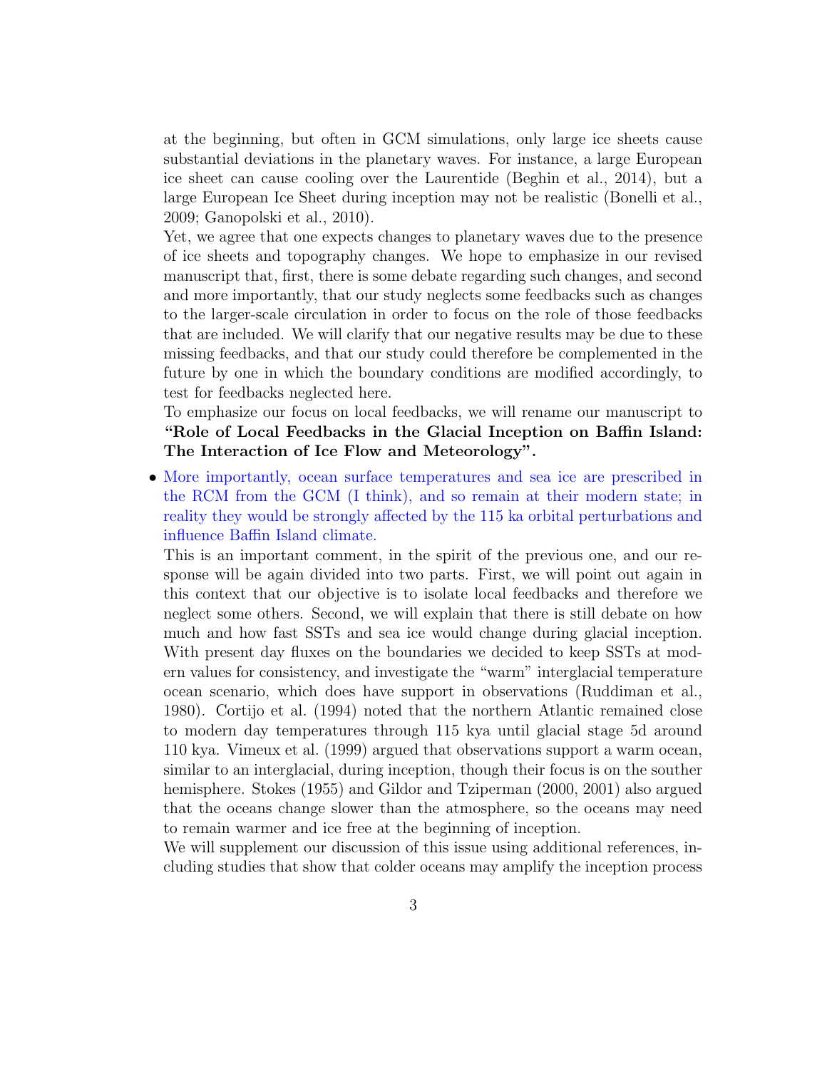at the beginning, but often in GCM simulations, only large ice sheets cause substantial deviations in the planetary waves. For instance, a large European ice sheet can cause cooling over the Laurentide (Beghin et al., 2014), but a large European Ice Sheet during inception may not be realistic (Bonelli et al., 2009; Ganopolski et al., 2010).

Yet, we agree that one expects changes to planetary waves due to the presence of ice sheets and topography changes. We hope to emphasize in our revised manuscript that, first, there is some debate regarding such changes, and second and more importantly, that our study neglects some feedbacks such as changes to the larger-scale circulation in order to focus on the role of those feedbacks that are included. We will clarify that our negative results may be due to these missing feedbacks, and that our study could therefore be complemented in the future by one in which the boundary conditions are modified accordingly, to test for feedbacks neglected here.

To emphasize our focus on local feedbacks, we will rename our manuscript to **"Role of Local Feedbacks in the Glacial Inception on Baffin Island: The Interaction of Ice Flow and Meteorology".**

- More importantly, ocean surface temperatures and sea ice are prescribed in the RCM from the GCM (I think), and so remain at their modern state; in reality they would be strongly affected by the 115 ka orbital perturbations and influence Baffin Island climate.

  This is an important comment, in the spirit of the previous one, and our response will be again divided into two parts. First, we will point out again in this context that our objective is to isolate local feedbacks and therefore we neglect some others. Second, we will explain that there is still debate on how much and how fast SSTs and sea ice would change during glacial inception. With present day fluxes on the boundaries we decided to keep SSTs at modern values for consistency, and investigate the "warm" interglacial temperature ocean scenario, which does have support in observations (Ruddiman et al., 1980). Cortijo et al. (1994) noted that the northern Atlantic remained close to modern day temperatures through 115 kya until glacial stage 5d around 110 kya. Vimeux et al. (1999) argued that observations support a warm ocean, similar to an interglacial, during inception, though their focus is on the souther hemisphere. Stokes (1955) and Gildor and Tziperman (2000, 2001) also argued that the oceans change slower than the atmosphere, so the oceans may need to remain warmer and ice free at the beginning of inception.

  We will supplement our discussion of this issue using additional references, including studies that show that colder oceans may amplify the inception process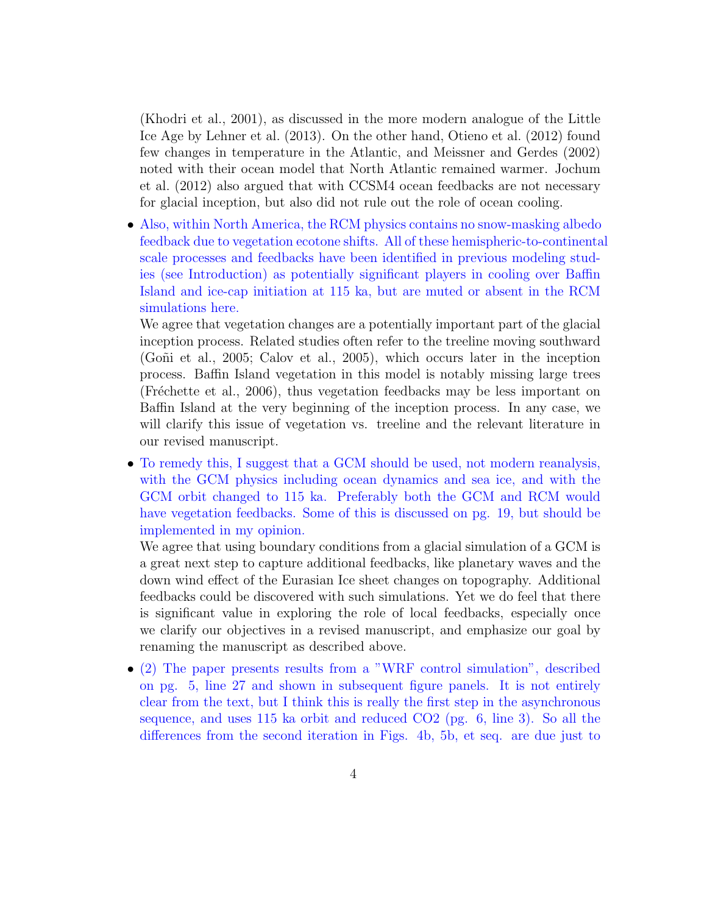(Khodri et al., 2001), as discussed in the more modern analogue of the Little Ice Age by Lehner et al. (2013). On the other hand, Otieno et al. (2012) found few changes in temperature in the Atlantic, and Meissner and Gerdes (2002) noted with their ocean model that North Atlantic remained warmer. Jochum et al. (2012) also argued that with CCSM4 ocean feedbacks are not necessary for glacial inception, but also did not rule out the role of ocean cooling.

- Also, within North America, the RCM physics contains no snow-masking albedo feedback due to vegetation ecotone shifts. All of these hemispheric-to-continental scale processes and feedbacks have been identified in previous modeling studies (see Introduction) as potentially significant players in cooling over Baffin Island and ice-cap initiation at 115 ka, but are muted or absent in the RCM simulations here.
  We agree that vegetation changes are a potentially important part of the glacial inception process. Related studies often refer to the treeline moving southward (Goñi et al., 2005; Calov et al., 2005), which occurs later in the inception process. Baffin Island vegetation in this model is notably missing large trees (Fréchette et al., 2006), thus vegetation feedbacks may be less important on Baffin Island at the very beginning of the inception process. In any case, we will clarify this issue of vegetation vs. treeline and the relevant literature in our revised manuscript.

- To remedy this, I suggest that a GCM should be used, not modern reanalysis, with the GCM physics including ocean dynamics and sea ice, and with the GCM orbit changed to 115 ka. Preferably both the GCM and RCM would have vegetation feedbacks. Some of this is discussed on pg. 19, but should be implemented in my opinion.
  We agree that using boundary conditions from a glacial simulation of a GCM is a great next step to capture additional feedbacks, like planetary waves and the down wind effect of the Eurasian Ice sheet changes on topography. Additional feedbacks could be discovered with such simulations. Yet we do feel that there is significant value in exploring the role of local feedbacks, especially once we clarify our objectives in a revised manuscript, and emphasize our goal by renaming the manuscript as described above.

- (2) The paper presents results from a "WRF control simulation", described on pg. 5, line 27 and shown in subsequent figure panels. It is not entirely clear from the text, but I think this is really the first step in the asynchronous sequence, and uses 115 ka orbit and reduced $CO_2$ (pg. 6, line 3). So all the differences from the second iteration in Figs. 4b, 5b, et seq. are due just to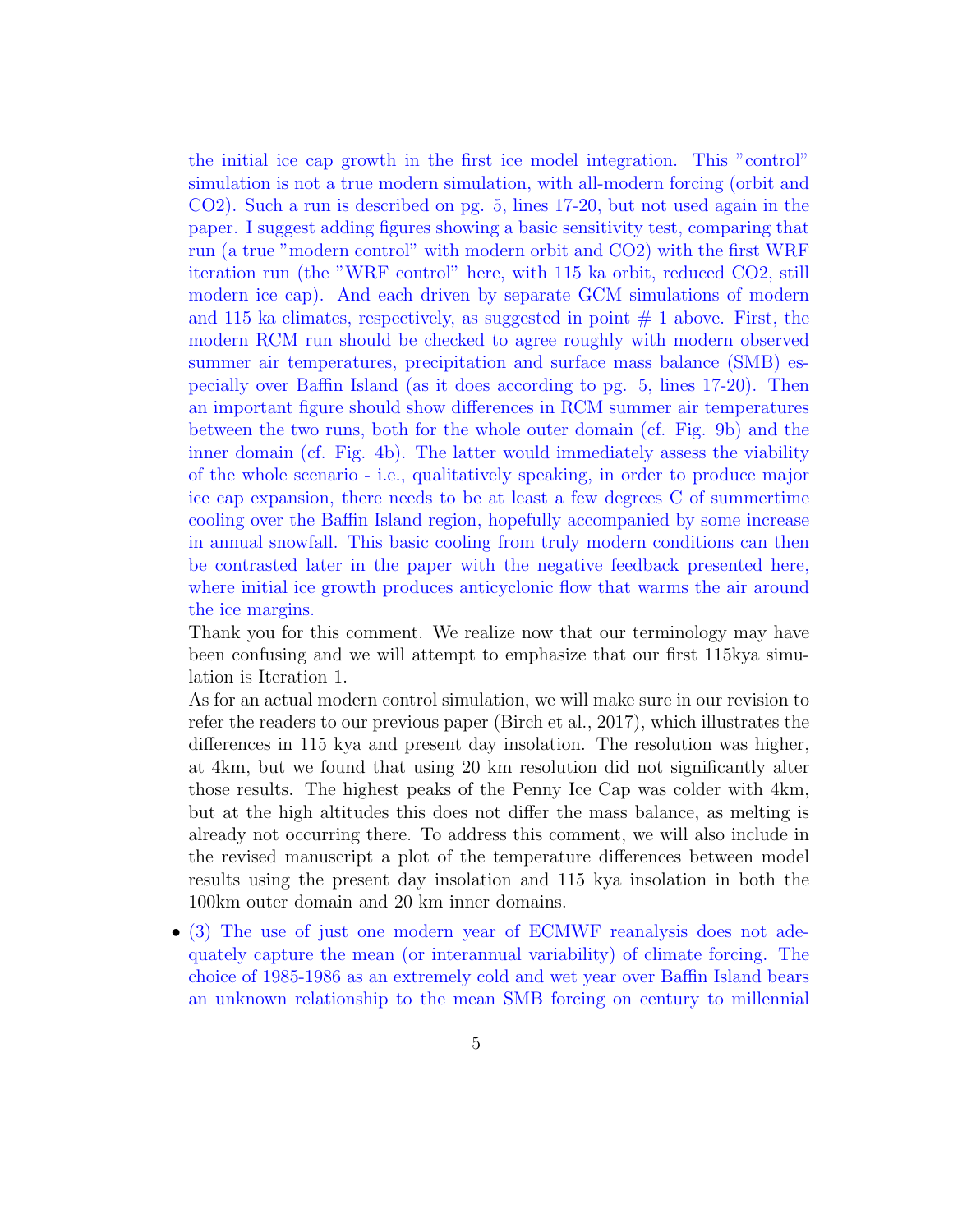the initial ice cap growth in the first ice model integration. This "control" simulation is not a true modern simulation, with all-modern forcing (orbit and CO2). Such a run is described on pg. 5, lines 17-20, but not used again in the paper. I suggest adding figures showing a basic sensitivity test, comparing that run (a true "modern control" with modern orbit and CO2) with the first WRF iteration run (the "WRF control" here, with 115 ka orbit, reduced CO2, still modern ice cap). And each driven by separate GCM simulations of modern and 115 ka climates, respectively, as suggested in point # 1 above. First, the modern RCM run should be checked to agree roughly with modern observed summer air temperatures, precipitation and surface mass balance (SMB) especially over Baffin Island (as it does according to pg. 5, lines 17-20). Then an important figure should show differences in RCM summer air temperatures between the two runs, both for the whole outer domain (cf. Fig. 9b) and the inner domain (cf. Fig. 4b). The latter would immediately assess the viability of the whole scenario - i.e., qualitatively speaking, in order to produce major ice cap expansion, there needs to be at least a few degrees C of summertime cooling over the Baffin Island region, hopefully accompanied by some increase in annual snowfall. This basic cooling from truly modern conditions can then be contrasted later in the paper with the negative feedback presented here, where initial ice growth produces anticyclonic flow that warms the air around the ice margins.

Thank you for this comment. We realize now that our terminology may have been confusing and we will attempt to emphasize that our first 115kya simulation is Iteration 1.

As for an actual modern control simulation, we will make sure in our revision to refer the readers to our previous paper (Birch et al., 2017), which illustrates the differences in 115 kya and present day insolation. The resolution was higher, at 4km, but we found that using 20 km resolution did not significantly alter those results. The highest peaks of the Penny Ice Cap was colder with 4km, but at the high altitudes this does not differ the mass balance, as melting is already not occurring there. To address this comment, we will also include in the revised manuscript a plot of the temperature differences between model results using the present day insolation and 115 kya insolation in both the 100km outer domain and 20 km inner domains.

- (3) The use of just one modern year of ECMWF reanalysis does not adequately capture the mean (or interannual variability) of climate forcing. The choice of 1985-1986 as an extremely cold and wet year over Baffin Island bears an unknown relationship to the mean SMB forcing on century to millennial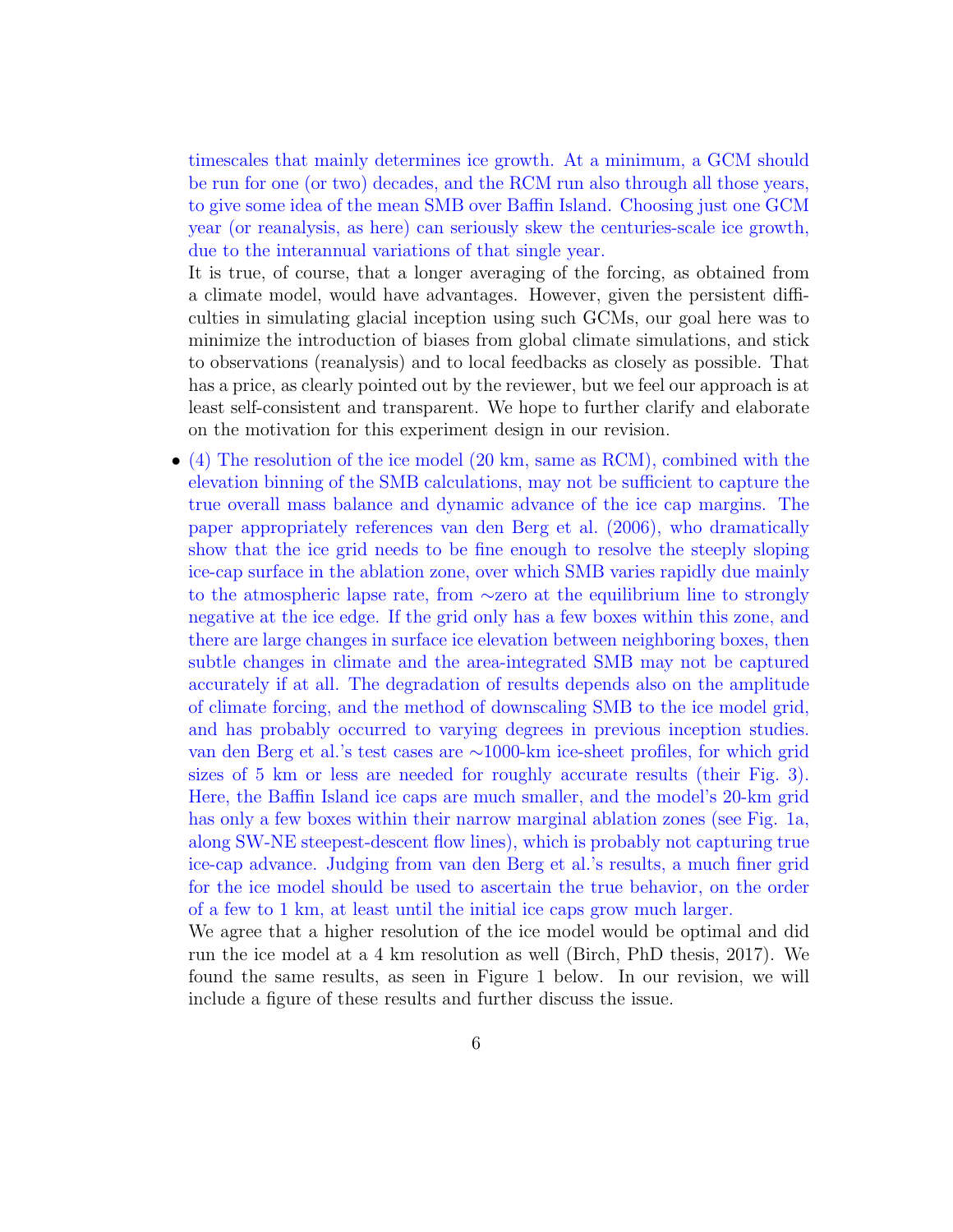timescales that mainly determines ice growth. At a minimum, a GCM should be run for one (or two) decades, and the RCM run also through all those years, to give some idea of the mean SMB over Baffin Island. Choosing just one GCM year (or reanalysis, as here) can seriously skew the centuries-scale ice growth, due to the interannual variations of that single year.

It is true, of course, that a longer averaging of the forcing, as obtained from a climate model, would have advantages. However, given the persistent difficulties in simulating glacial inception using such GCMs, our goal here was to minimize the introduction of biases from global climate simulations, and stick to observations (reanalysis) and to local feedbacks as closely as possible. That has a price, as clearly pointed out by the reviewer, but we feel our approach is at least self-consistent and transparent. We hope to further clarify and elaborate on the motivation for this experiment design in our revision.

- (4) The resolution of the ice model (20 km, same as RCM), combined with the elevation binning of the SMB calculations, may not be sufficient to capture the true overall mass balance and dynamic advance of the ice cap margins. The paper appropriately references van den Berg et al. (2006), who dramatically show that the ice grid needs to be fine enough to resolve the steeply sloping ice-cap surface in the ablation zone, over which SMB varies rapidly due mainly to the atmospheric lapse rate, from ∼zero at the equilibrium line to strongly negative at the ice edge. If the grid only has a few boxes within this zone, and there are large changes in surface ice elevation between neighboring boxes, then subtle changes in climate and the area-integrated SMB may not be captured accurately if at all. The degradation of results depends also on the amplitude of climate forcing, and the method of downscaling SMB to the ice model grid, and has probably occurred to varying degrees in previous inception studies. van den Berg et al.'s test cases are ∼1000-km ice-sheet profiles, for which grid sizes of 5 km or less are needed for roughly accurate results (their Fig. 3). Here, the Baffin Island ice caps are much smaller, and the model's 20-km grid has only a few boxes within their narrow marginal ablation zones (see Fig. 1a, along SW-NE steepest-descent flow lines), which is probably not capturing true ice-cap advance. Judging from van den Berg et al.'s results, a much finer grid for the ice model should be used to ascertain the true behavior, on the order of a few to 1 km, at least until the initial ice caps grow much larger.

  We agree that a higher resolution of the ice model would be optimal and did run the ice model at a 4 km resolution as well (Birch, PhD thesis, 2017). We found the same results, as seen in Figure 1 below. In our revision, we will include a figure of these results and further discuss the issue.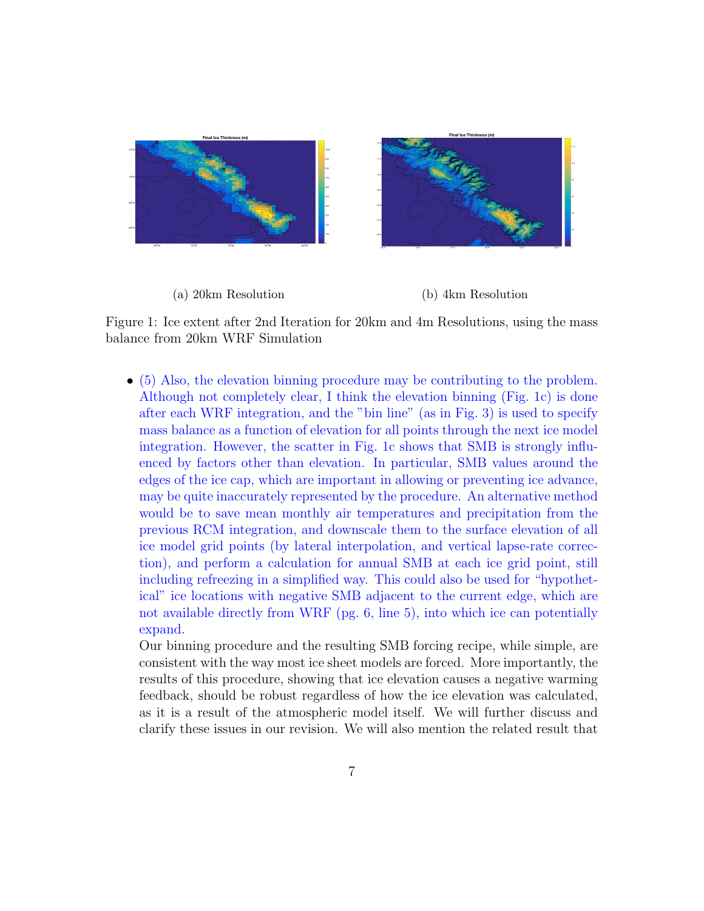(a) 20km Resolution

(b) 4km Resolution

Figure 1: Ice extent after 2nd Iteration for 20km and 4m Resolutions, using the mass balance from 20km WRF Simulation

- (5) Also, the elevation binning procedure may be contributing to the problem. Although not completely clear, I think the elevation binning (Fig. 1c) is done after each WRF integration, and the "bin line" (as in Fig. 3) is used to specify mass balance as a function of elevation for all points through the next ice model integration. However, the scatter in Fig. 1c shows that SMB is strongly influenced by factors other than elevation. In particular, SMB values around the edges of the ice cap, which are important in allowing or preventing ice advance, may be quite inaccurately represented by the procedure. An alternative method would be to save mean monthly air temperatures and precipitation from the previous RCM integration, and downscale them to the surface elevation of all ice model grid points (by lateral interpolation, and vertical lapse-rate correction), and perform a calculation for annual SMB at each ice grid point, still including refreezing in a simplified way. This could also be used for "hypothetical" ice locations with negative SMB adjacent to the current edge, which are not available directly from WRF (pg. 6, line 5), into which ice can potentially expand.

  Our binning procedure and the resulting SMB forcing recipe, while simple, are consistent with the way most ice sheet models are forced. More importantly, the results of this procedure, showing that ice elevation causes a negative warming feedback, should be robust regardless of how the ice elevation was calculated, as it is a result of the atmospheric model itself. We will further discuss and clarify these issues in our revision. We will also mention the related result that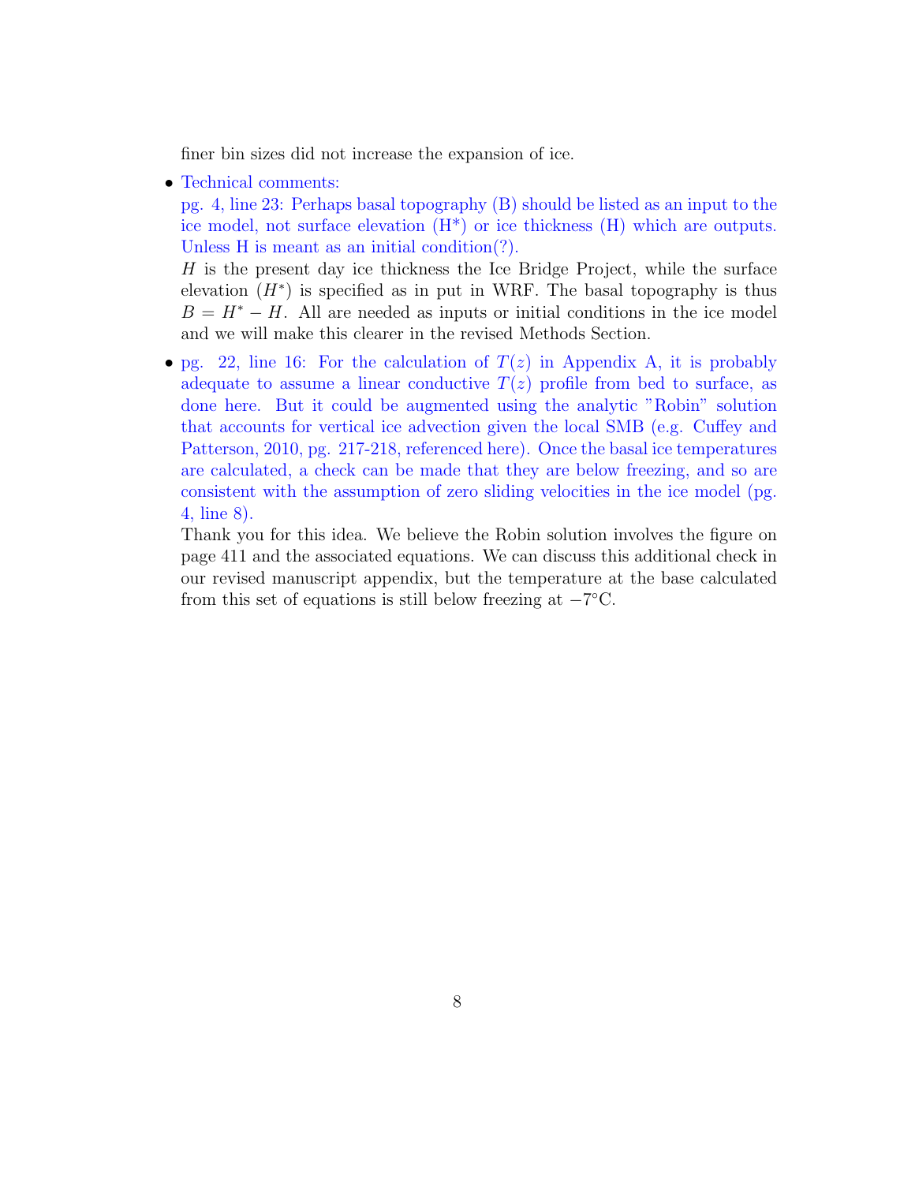finer bin sizes did not increase the expansion of ice.

- Technical comments:
  pg. 4, line 23: Perhaps basal topography (B) should be listed as an input to the ice model, not surface elevation (H*) or ice thickness (H) which are outputs. Unless H is meant as an initial condition(?).
  $H$ is the present day ice thickness the Ice Bridge Project, while the surface elevation ($H^*$) is specified as in put in WRF. The basal topography is thus $B = H^* - H$. All are needed as inputs or initial conditions in the ice model and we will make this clearer in the revised Methods Section.

- pg. 22, line 16: For the calculation of $T(z)$ in Appendix A, it is probably adequate to assume a linear conductive $T(z)$ profile from bed to surface, as done here. But it could be augmented using the analytic "Robin" solution that accounts for vertical ice advection given the local SMB (e.g. Cuffey and Patterson, 2010, pg. 217-218, referenced here). Once the basal ice temperatures are calculated, a check can be made that they are below freezing, and so are consistent with the assumption of zero sliding velocities in the ice model (pg. 4, line 8).
  Thank you for this idea. We believe the Robin solution involves the figure on page 411 and the associated equations. We can discuss this additional check in our revised manuscript appendix, but the temperature at the base calculated from this set of equations is still below freezing at $-7°$C.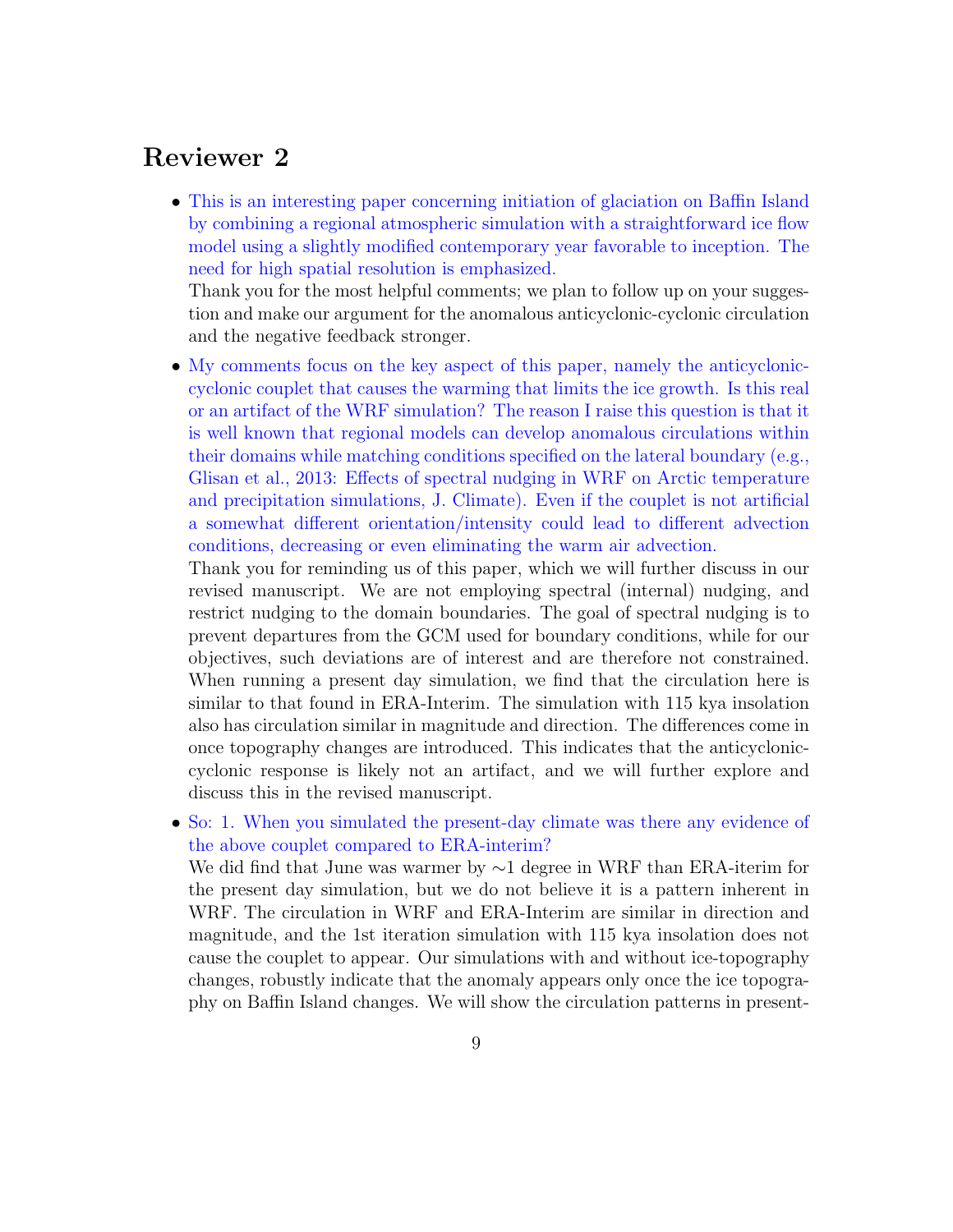## Reviewer 2

- This is an interesting paper concerning initiation of glaciation on Baffin Island by combining a regional atmospheric simulation with a straightforward ice flow model using a slightly modified contemporary year favorable to inception. The need for high spatial resolution is emphasized.
  Thank you for the most helpful comments; we plan to follow up on your suggestion and make our argument for the anomalous anticyclonic-cyclonic circulation and the negative feedback stronger.

- My comments focus on the key aspect of this paper, namely the anticyclonic-cyclonic couplet that causes the warming that limits the ice growth. Is this real or an artifact of the WRF simulation? The reason I raise this question is that it is well known that regional models can develop anomalous circulations within their domains while matching conditions specified on the lateral boundary (e.g., Glisan et al., 2013: Effects of spectral nudging in WRF on Arctic temperature and precipitation simulations, J. Climate). Even if the couplet is not artificial a somewhat different orientation/intensity could lead to different advection conditions, decreasing or even eliminating the warm air advection.
  Thank you for reminding us of this paper, which we will further discuss in our revised manuscript. We are not employing spectral (internal) nudging, and restrict nudging to the domain boundaries. The goal of spectral nudging is to prevent departures from the GCM used for boundary conditions, while for our objectives, such deviations are of interest and are therefore not constrained. When running a present day simulation, we find that the circulation here is similar to that found in ERA-Interim. The simulation with 115 kya insolation also has circulation similar in magnitude and direction. The differences come in once topography changes are introduced. This indicates that the anticyclonic-cyclonic response is likely not an artifact, and we will further explore and discuss this in the revised manuscript.

- So: 1. When you simulated the present-day climate was there any evidence of the above couplet compared to ERA-interim?
  We did find that June was warmer by ∼1 degree in WRF than ERA-iterim for the present day simulation, but we do not believe it is a pattern inherent in WRF. The circulation in WRF and ERA-Interim are similar in direction and magnitude, and the 1st iteration simulation with 115 kya insolation does not cause the couplet to appear. Our simulations with and without ice-topography changes, robustly indicate that the anomaly appears only once the ice topography on Baffin Island changes. We will show the circulation patterns in present-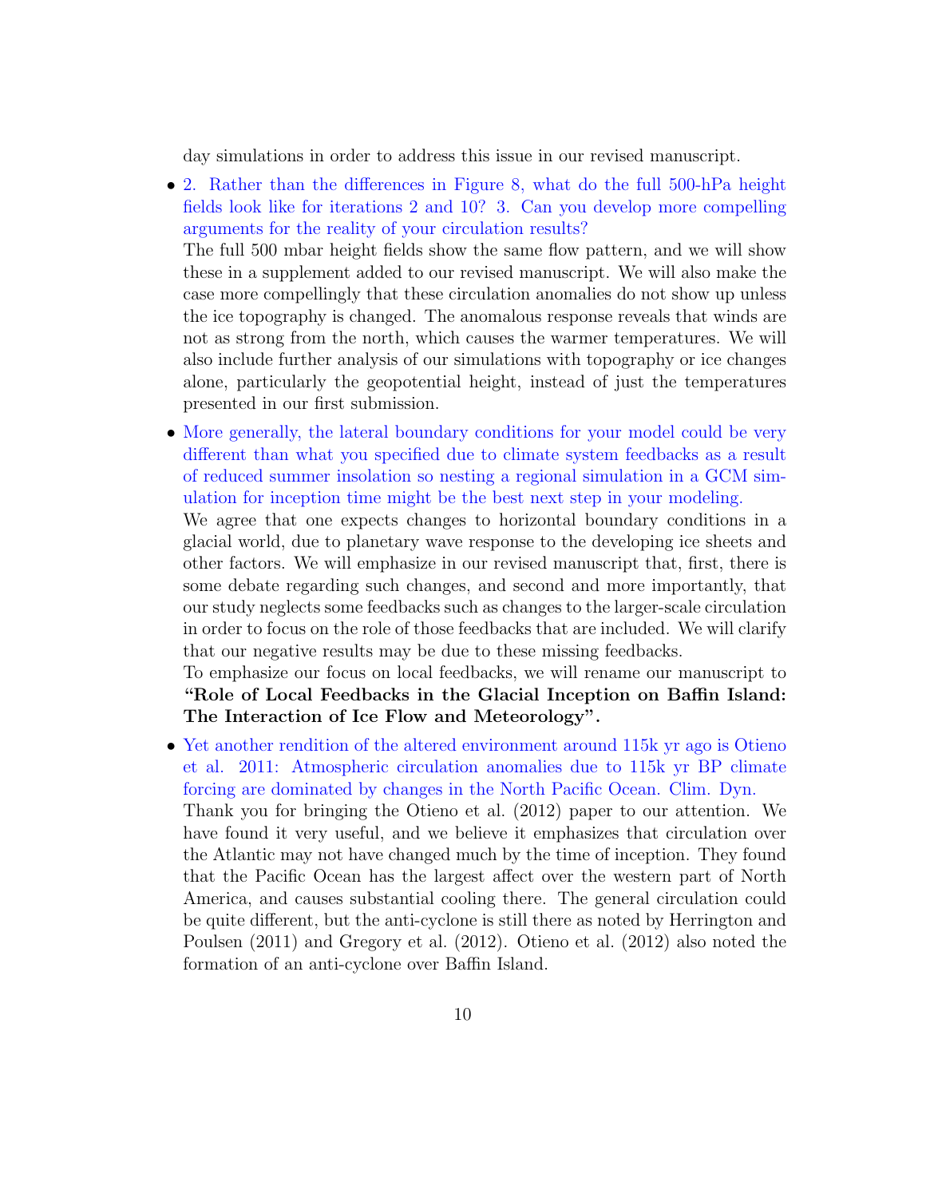day simulations in order to address this issue in our revised manuscript.

- 2. Rather than the differences in Figure 8, what do the full 500-hPa height fields look like for iterations 2 and 10? 3. Can you develop more compelling arguments for the reality of your circulation results?

  The full 500 mbar height fields show the same flow pattern, and we will show these in a supplement added to our revised manuscript. We will also make the case more compellingly that these circulation anomalies do not show up unless the ice topography is changed. The anomalous response reveals that winds are not as strong from the north, which causes the warmer temperatures. We will also include further analysis of our simulations with topography or ice changes alone, particularly the geopotential height, instead of just the temperatures presented in our first submission.

- More generally, the lateral boundary conditions for your model could be very different than what you specified due to climate system feedbacks as a result of reduced summer insolation so nesting a regional simulation in a GCM simulation for inception time might be the best next step in your modeling.

  We agree that one expects changes to horizontal boundary conditions in a glacial world, due to planetary wave response to the developing ice sheets and other factors. We will emphasize in our revised manuscript that, first, there is some debate regarding such changes, and second and more importantly, that our study neglects some feedbacks such as changes to the larger-scale circulation in order to focus on the role of those feedbacks that are included. We will clarify that our negative results may be due to these missing feedbacks.

  To emphasize our focus on local feedbacks, we will rename our manuscript to **"Role of Local Feedbacks in the Glacial Inception on Baffin Island: The Interaction of Ice Flow and Meteorology"**.

- Yet another rendition of the altered environment around 115k yr ago is Otieno et al. 2011: Atmospheric circulation anomalies due to 115k yr BP climate forcing are dominated by changes in the North Pacific Ocean. Clim. Dyn.

  Thank you for bringing the Otieno et al. (2012) paper to our attention. We have found it very useful, and we believe it emphasizes that circulation over the Atlantic may not have changed much by the time of inception. They found that the Pacific Ocean has the largest affect over the western part of North America, and causes substantial cooling there. The general circulation could be quite different, but the anti-cyclone is still there as noted by Herrington and Poulsen (2011) and Gregory et al. (2012). Otieno et al. (2012) also noted the formation of an anti-cyclone over Baffin Island.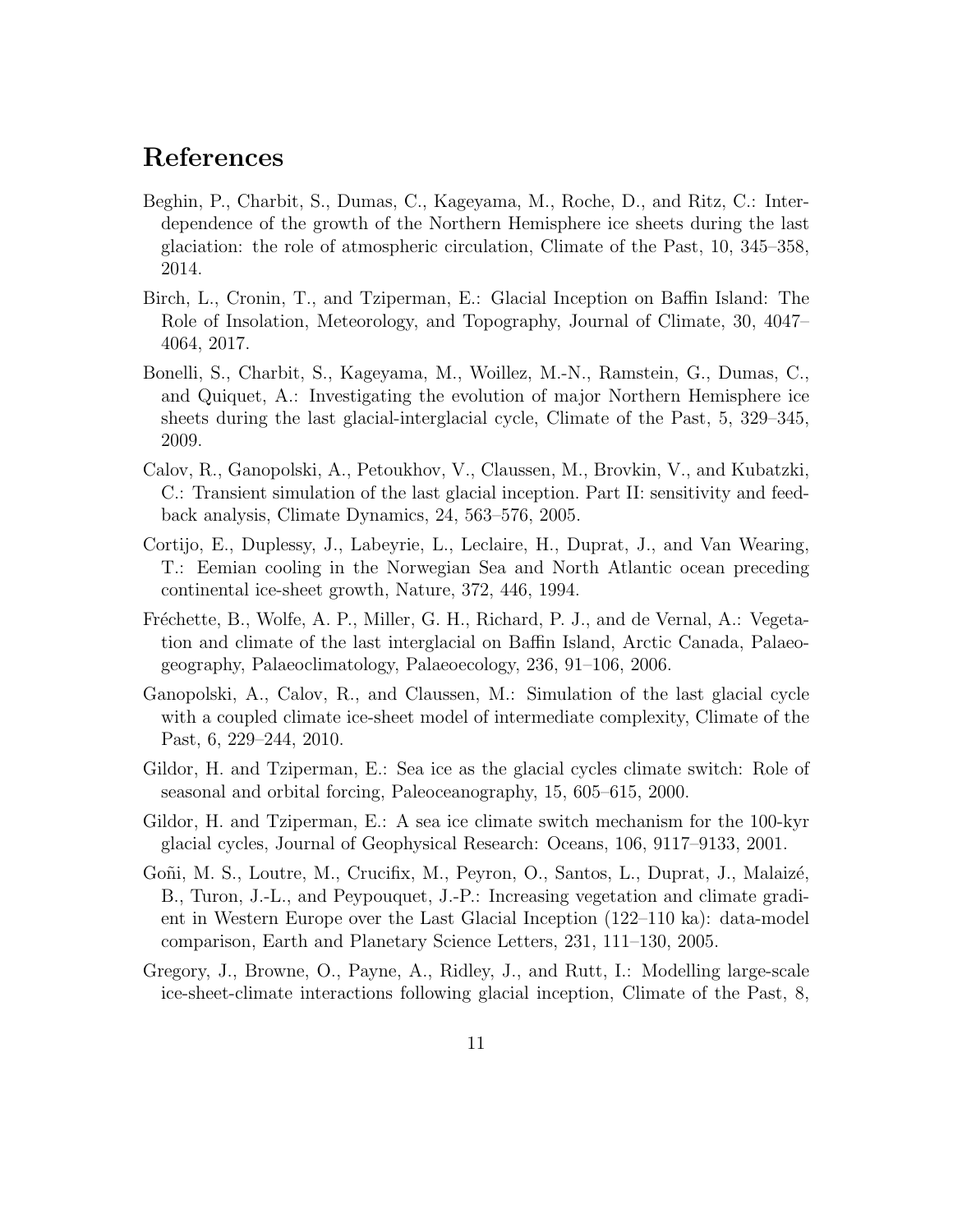# References

Beghin, P., Charbit, S., Dumas, C., Kageyama, M., Roche, D., and Ritz, C.: Interdependence of the growth of the Northern Hemisphere ice sheets during the last glaciation: the role of atmospheric circulation, Climate of the Past, 10, 345–358, 2014.

Birch, L., Cronin, T., and Tziperman, E.: Glacial Inception on Baffin Island: The Role of Insolation, Meteorology, and Topography, Journal of Climate, 30, 4047–4064, 2017.

Bonelli, S., Charbit, S., Kageyama, M., Woillez, M.-N., Ramstein, G., Dumas, C., and Quiquet, A.: Investigating the evolution of major Northern Hemisphere ice sheets during the last glacial-interglacial cycle, Climate of the Past, 5, 329–345, 2009.

Calov, R., Ganopolski, A., Petoukhov, V., Claussen, M., Brovkin, V., and Kubatzki, C.: Transient simulation of the last glacial inception. Part II: sensitivity and feedback analysis, Climate Dynamics, 24, 563–576, 2005.

Cortijo, E., Duplessy, J., Labeyrie, L., Leclaire, H., Duprat, J., and Van Wearing, T.: Eemian cooling in the Norwegian Sea and North Atlantic ocean preceding continental ice-sheet growth, Nature, 372, 446, 1994.

Fréchette, B., Wolfe, A. P., Miller, G. H., Richard, P. J., and de Vernal, A.: Vegetation and climate of the last interglacial on Baffin Island, Arctic Canada, Palaeogeography, Palaeoclimatology, Palaeoecology, 236, 91–106, 2006.

Ganopolski, A., Calov, R., and Claussen, M.: Simulation of the last glacial cycle with a coupled climate ice-sheet model of intermediate complexity, Climate of the Past, 6, 229–244, 2010.

Gildor, H. and Tziperman, E.: Sea ice as the glacial cycles climate switch: Role of seasonal and orbital forcing, Paleoceanography, 15, 605–615, 2000.

Gildor, H. and Tziperman, E.: A sea ice climate switch mechanism for the 100-kyr glacial cycles, Journal of Geophysical Research: Oceans, 106, 9117–9133, 2001.

Goñi, M. S., Loutre, M., Crucifix, M., Peyron, O., Santos, L., Duprat, J., Malaizé, B., Turon, J.-L., and Peypouquet, J.-P.: Increasing vegetation and climate gradient in Western Europe over the Last Glacial Inception (122–110 ka): data-model comparison, Earth and Planetary Science Letters, 231, 111–130, 2005.

Gregory, J., Browne, O., Payne, A., Ridley, J., and Rutt, I.: Modelling large-scale ice-sheet-climate interactions following glacial inception, Climate of the Past, 8,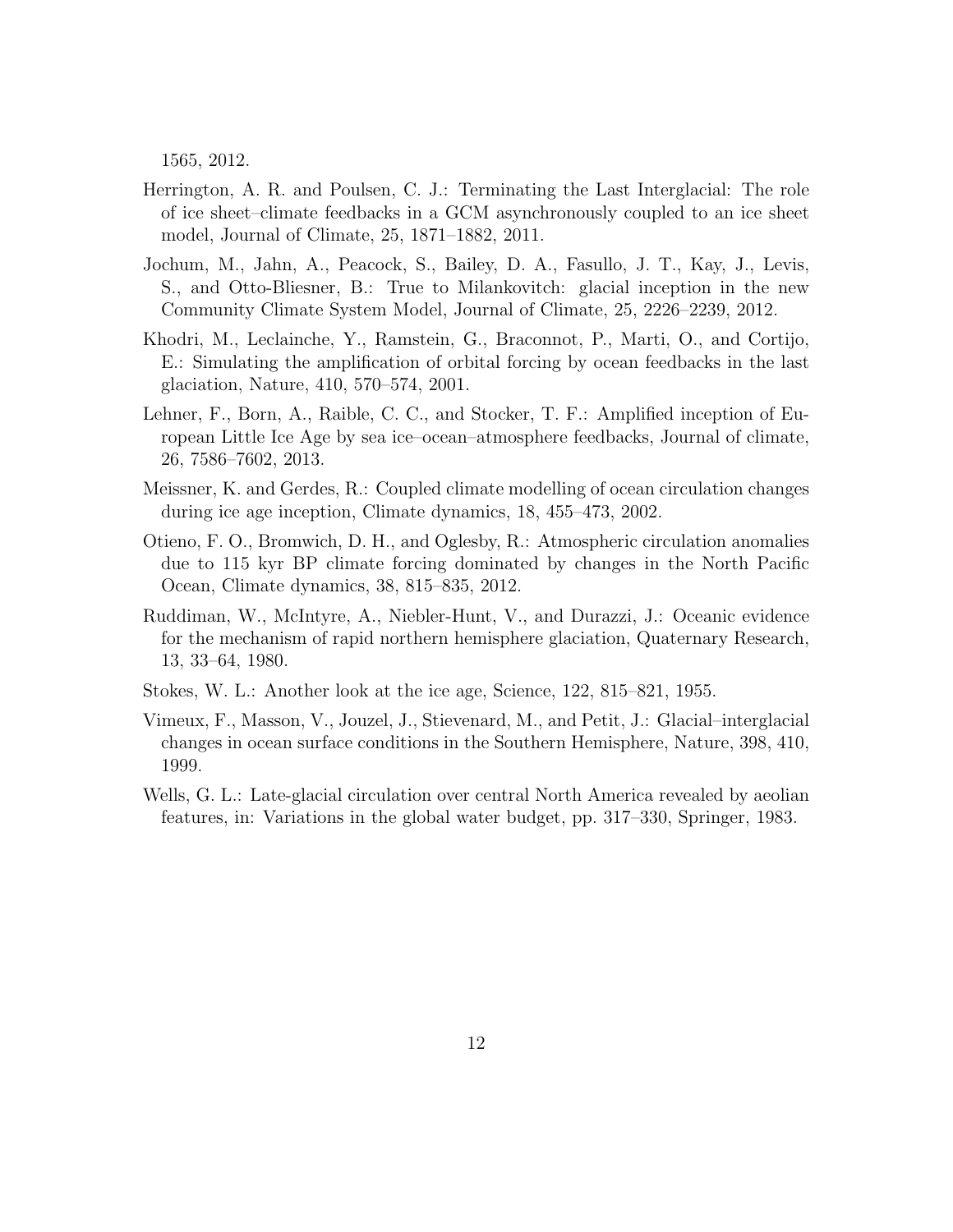1565, 2012.

Herrington, A. R. and Poulsen, C. J.: Terminating the Last Interglacial: The role of ice sheet–climate feedbacks in a GCM asynchronously coupled to an ice sheet model, Journal of Climate, 25, 1871–1882, 2011.

Jochum, M., Jahn, A., Peacock, S., Bailey, D. A., Fasullo, J. T., Kay, J., Levis, S., and Otto-Bliesner, B.: True to Milankovitch: glacial inception in the new Community Climate System Model, Journal of Climate, 25, 2226–2239, 2012.

Khodri, M., Leclainche, Y., Ramstein, G., Braconnot, P., Marti, O., and Cortijo, E.: Simulating the amplification of orbital forcing by ocean feedbacks in the last glaciation, Nature, 410, 570–574, 2001.

Lehner, F., Born, A., Raible, C. C., and Stocker, T. F.: Amplified inception of European Little Ice Age by sea ice–ocean–atmosphere feedbacks, Journal of climate, 26, 7586–7602, 2013.

Meissner, K. and Gerdes, R.: Coupled climate modelling of ocean circulation changes during ice age inception, Climate dynamics, 18, 455–473, 2002.

Otieno, F. O., Bromwich, D. H., and Oglesby, R.: Atmospheric circulation anomalies due to 115 kyr BP climate forcing dominated by changes in the North Pacific Ocean, Climate dynamics, 38, 815–835, 2012.

Ruddiman, W., McIntyre, A., Niebler-Hunt, V., and Durazzi, J.: Oceanic evidence for the mechanism of rapid northern hemisphere glaciation, Quaternary Research, 13, 33–64, 1980.

Stokes, W. L.: Another look at the ice age, Science, 122, 815–821, 1955.

Vimeux, F., Masson, V., Jouzel, J., Stievenard, M., and Petit, J.: Glacial–interglacial changes in ocean surface conditions in the Southern Hemisphere, Nature, 398, 410, 1999.

Wells, G. L.: Late-glacial circulation over central North America revealed by aeolian features, in: Variations in the global water budget, pp. 317–330, Springer, 1983.